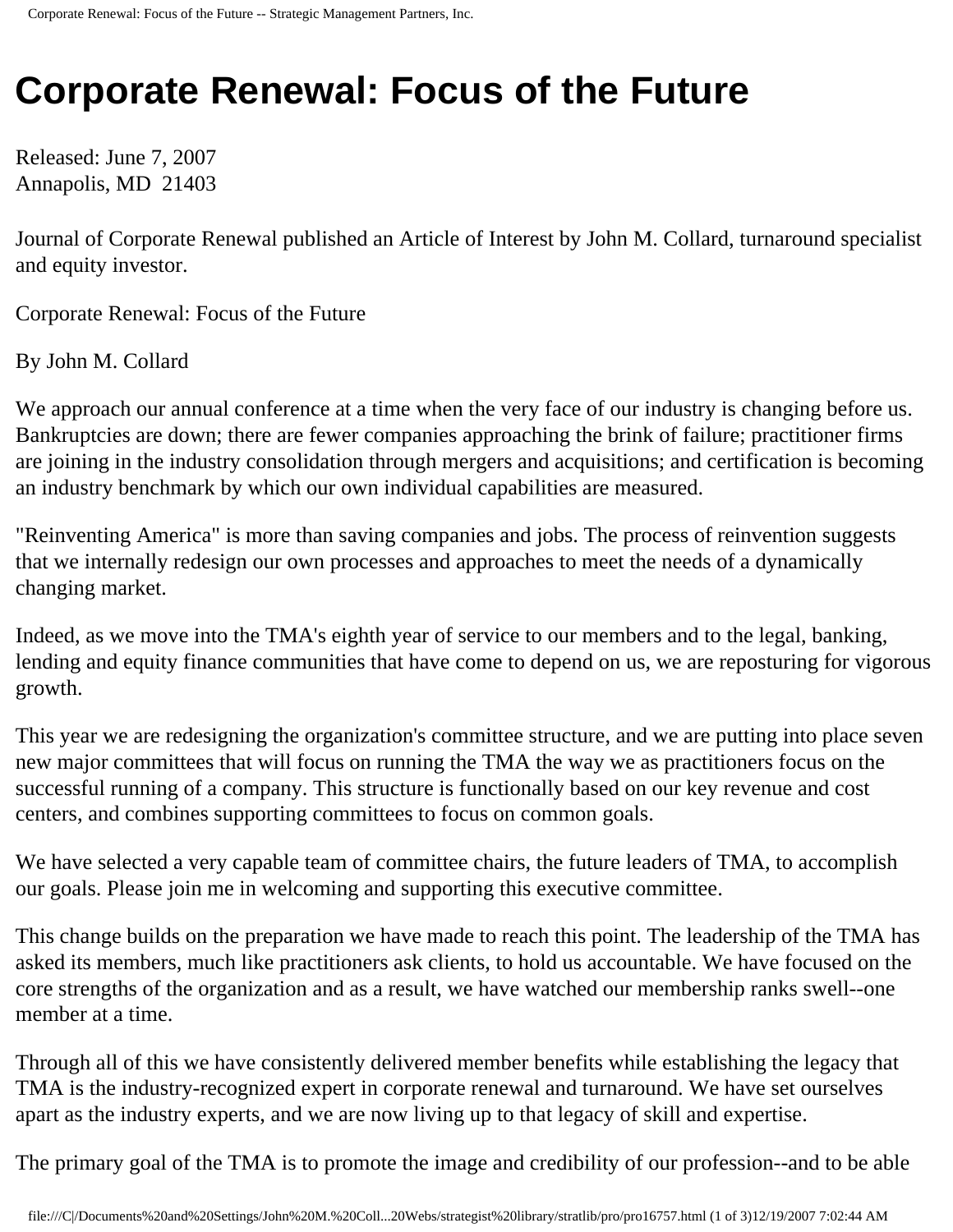# Corporate Renewal: Focus of the Future

Released: June 7, 2007
Annapolis, MD 21403

Journal of Corporate Renewal published an Article of Interest by John M. Collard, turnaround specialist and equity investor.

Corporate Renewal: Focus of the Future

By John M. Collard

We approach our annual conference at a time when the very face of our industry is changing before us. Bankruptcies are down; there are fewer companies approaching the brink of failure; practitioner firms are joining in the industry consolidation through mergers and acquisitions; and certification is becoming an industry benchmark by which our own individual capabilities are measured.

"Reinventing America" is more than saving companies and jobs. The process of reinvention suggests that we internally redesign our own processes and approaches to meet the needs of a dynamically changing market.

Indeed, as we move into the TMA's eighth year of service to our members and to the legal, banking, lending and equity finance communities that have come to depend on us, we are reposturing for vigorous growth.

This year we are redesigning the organization's committee structure, and we are putting into place seven new major committees that will focus on running the TMA the way we as practitioners focus on the successful running of a company. This structure is functionally based on our key revenue and cost centers, and combines supporting committees to focus on common goals.

We have selected a very capable team of committee chairs, the future leaders of TMA, to accomplish our goals. Please join me in welcoming and supporting this executive committee.

This change builds on the preparation we have made to reach this point. The leadership of the TMA has asked its members, much like practitioners ask clients, to hold us accountable. We have focused on the core strengths of the organization and as a result, we have watched our membership ranks swell--one member at a time.

Through all of this we have consistently delivered member benefits while establishing the legacy that TMA is the industry-recognized expert in corporate renewal and turnaround. We have set ourselves apart as the industry experts, and we are now living up to that legacy of skill and expertise.

The primary goal of the TMA is to promote the image and credibility of our profession--and to be able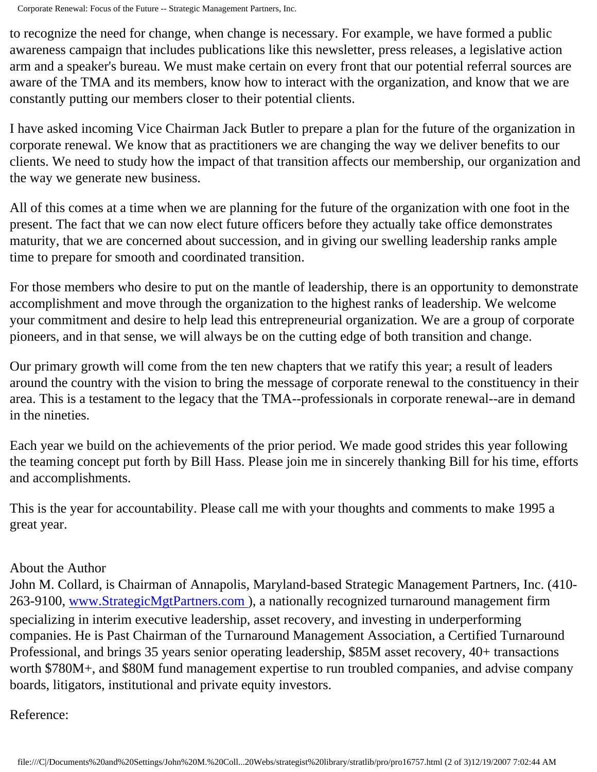to recognize the need for change, when change is necessary. For example, we have formed a public awareness campaign that includes publications like this newsletter, press releases, a legislative action arm and a speaker's bureau. We must make certain on every front that our potential referral sources are aware of the TMA and its members, know how to interact with the organization, and know that we are constantly putting our members closer to their potential clients.

I have asked incoming Vice Chairman Jack Butler to prepare a plan for the future of the organization in corporate renewal. We know that as practitioners we are changing the way we deliver benefits to our clients. We need to study how the impact of that transition affects our membership, our organization and the way we generate new business.

All of this comes at a time when we are planning for the future of the organization with one foot in the present. The fact that we can now elect future officers before they actually take office demonstrates maturity, that we are concerned about succession, and in giving our swelling leadership ranks ample time to prepare for smooth and coordinated transition.

For those members who desire to put on the mantle of leadership, there is an opportunity to demonstrate accomplishment and move through the organization to the highest ranks of leadership. We welcome your commitment and desire to help lead this entrepreneurial organization. We are a group of corporate pioneers, and in that sense, we will always be on the cutting edge of both transition and change.

Our primary growth will come from the ten new chapters that we ratify this year; a result of leaders around the country with the vision to bring the message of corporate renewal to the constituency in their area. This is a testament to the legacy that the TMA--professionals in corporate renewal--are in demand in the nineties.

Each year we build on the achievements of the prior period. We made good strides this year following the teaming concept put forth by Bill Hass. Please join me in sincerely thanking Bill for his time, efforts and accomplishments.

This is the year for accountability. Please call me with your thoughts and comments to make 1995 a great year.

About the Author

John M. Collard, is Chairman of Annapolis, Maryland-based Strategic Management Partners, Inc. (410-263-9100, [www.StrategicMgtPartners.com](http://www.StrategicMgtPartners.com) ), a nationally recognized turnaround management firm specializing in interim executive leadership, asset recovery, and investing in underperforming companies. He is Past Chairman of the Turnaround Management Association, a Certified Turnaround Professional, and brings 35 years senior operating leadership, $85M asset recovery, 40+ transactions worth $780M+, and $80M fund management expertise to run troubled companies, and advise company boards, litigators, institutional and private equity investors.

Reference: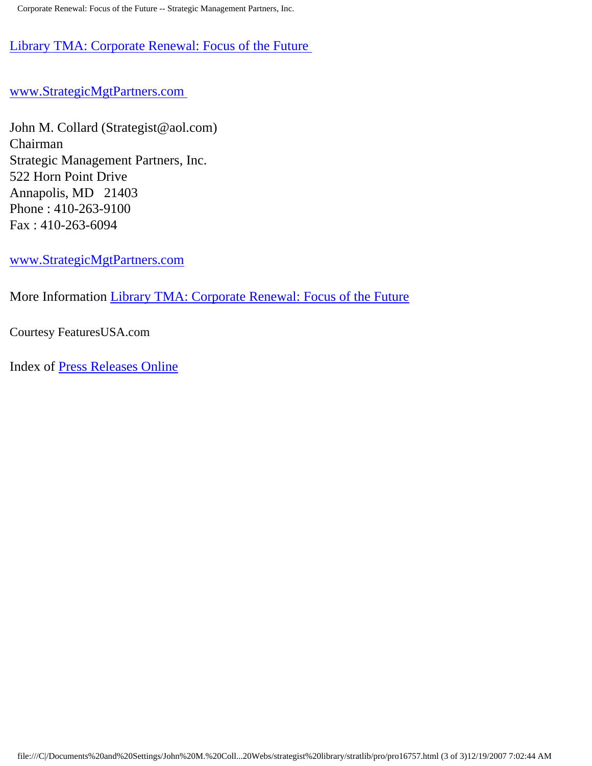[Library TMA: Corporate Renewal: Focus of the Future](#)

[www.StrategicMgtPartners.com](#)

John M. Collard (Strategist@aol.com)
Chairman
Strategic Management Partners, Inc.
522 Horn Point Drive
Annapolis, MD 21403
Phone : 410-263-9100
Fax : 410-263-6094

[www.StrategicMgtPartners.com](#)

More Information [Library TMA: Corporate Renewal: Focus of the Future](#)

Courtesy FeaturesUSA.com

Index of [Press Releases Online](#)